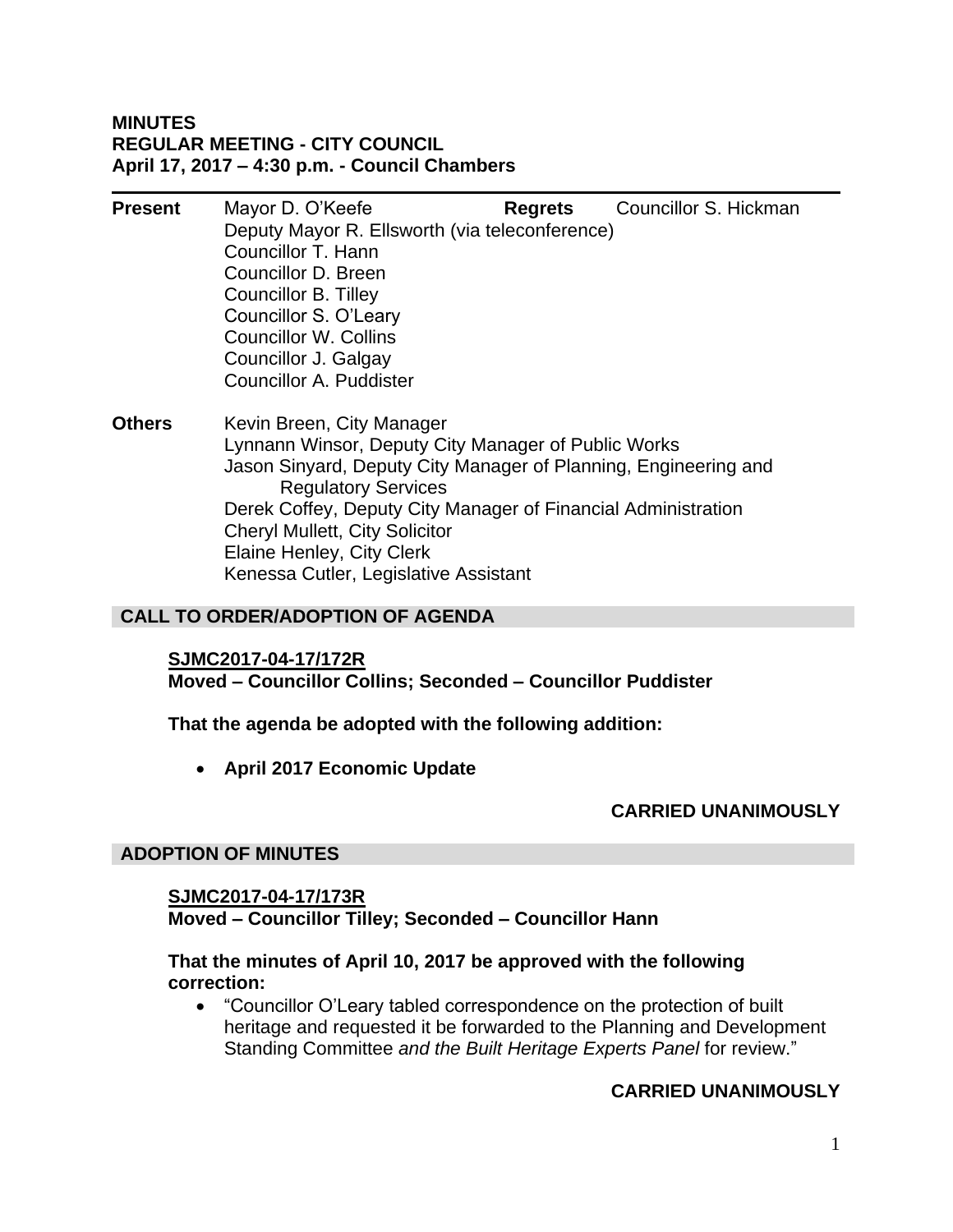**MINUTES**
**REGULAR MEETING - CITY COUNCIL**
**April 17, 2017 – 4:30 p.m. - Council Chambers**

---

**Present** Mayor D. O'Keefe
Deputy Mayor R. Ellsworth (via teleconference)
Councillor T. Hann
Councillor D. Breen
Councillor B. Tilley
Councillor S. O'Leary
Councillor W. Collins
Councillor J. Galgay
Councillor A. Puddister

**Regrets** Councillor S. Hickman

**Others** Kevin Breen, City Manager
Lynnann Winsor, Deputy City Manager of Public Works
Jason Sinyard, Deputy City Manager of Planning, Engineering and Regulatory Services
Derek Coffey, Deputy City Manager of Financial Administration
Cheryl Mullett, City Solicitor
Elaine Henley, City Clerk
Kenessa Cutler, Legislative Assistant

## CALL TO ORDER/ADOPTION OF AGENDA

**SJMC2017-04-17/172R**
**Moved – Councillor Collins; Seconded – Councillor Puddister**

**That the agenda be adopted with the following addition:**

- **April 2017 Economic Update**

**CARRIED UNANIMOUSLY**

## ADOPTION OF MINUTES

**SJMC2017-04-17/173R**
**Moved – Councillor Tilley; Seconded – Councillor Hann**

**That the minutes of April 10, 2017 be approved with the following correction:**

- "Councillor O'Leary tabled correspondence on the protection of built heritage and requested it be forwarded to the Planning and Development Standing Committee *and the Built Heritage Experts Panel* for review."

**CARRIED UNANIMOUSLY**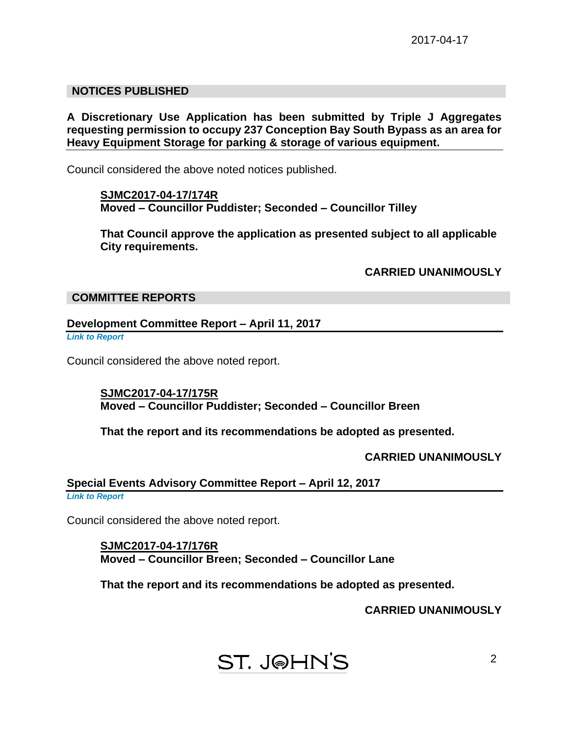## NOTICES PUBLISHED

**A Discretionary Use Application has been submitted by Triple J Aggregates requesting permission to occupy 237 Conception Bay South Bypass as an area for Heavy Equipment Storage for parking & storage of various equipment.**

Council considered the above noted notices published.

**SJMC2017-04-17/174R**
**Moved – Councillor Puddister; Seconded – Councillor Tilley**

**That Council approve the application as presented subject to all applicable City requirements.**

**CARRIED UNANIMOUSLY**

## COMMITTEE REPORTS

### Development Committee Report – April 11, 2017

*Link to Report*

Council considered the above noted report.

**SJMC2017-04-17/175R**
**Moved – Councillor Puddister; Seconded – Councillor Breen**

**That the report and its recommendations be adopted as presented.**

**CARRIED UNANIMOUSLY**

### Special Events Advisory Committee Report – April 12, 2017

*Link to Report*

Council considered the above noted report.

**SJMC2017-04-17/176R**
**Moved – Councillor Breen; Seconded – Councillor Lane**

**That the report and its recommendations be adopted as presented.**

**CARRIED UNANIMOUSLY**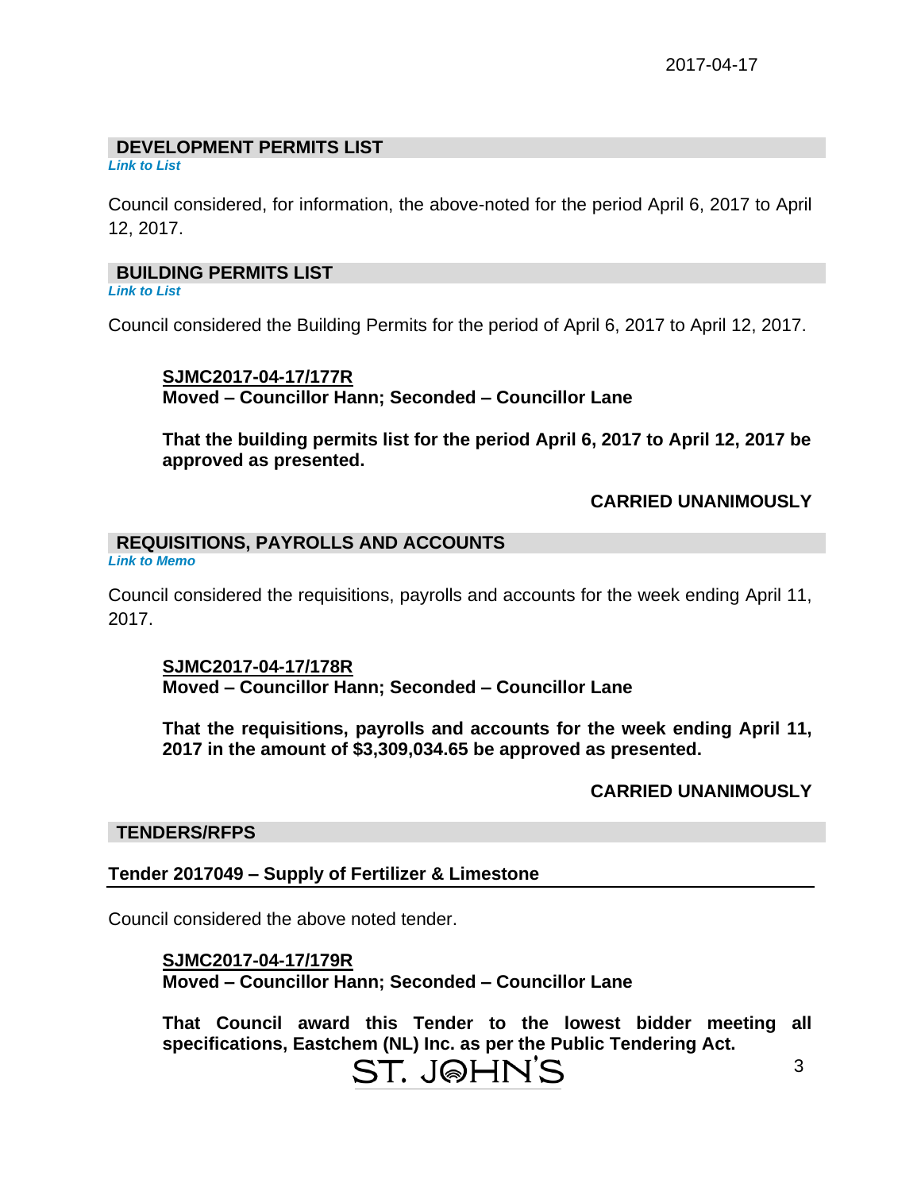## DEVELOPMENT PERMITS LIST

*Link to List*

Council considered, for information, the above-noted for the period April 6, 2017 to April 12, 2017.

## BUILDING PERMITS LIST

*Link to List*

Council considered the Building Permits for the period of April 6, 2017 to April 12, 2017.

> **SJMC2017-04-17/177R**
> **Moved – Councillor Hann; Seconded – Councillor Lane**
>
> **That the building permits list for the period April 6, 2017 to April 12, 2017 be approved as presented.**
>
> **CARRIED UNANIMOUSLY**

## REQUISITIONS, PAYROLLS AND ACCOUNTS

*Link to Memo*

Council considered the requisitions, payrolls and accounts for the week ending April 11, 2017.

> **SJMC2017-04-17/178R**
> **Moved – Councillor Hann; Seconded – Councillor Lane**
>
> **That the requisitions, payrolls and accounts for the week ending April 11, 2017 in the amount of $3,309,034.65 be approved as presented.**
>
> **CARRIED UNANIMOUSLY**

## TENDERS/RFPS

### Tender 2017049 – Supply of Fertilizer & Limestone

Council considered the above noted tender.

> **SJMC2017-04-17/179R**
> **Moved – Councillor Hann; Seconded – Councillor Lane**
>
> **That Council award this Tender to the lowest bidder meeting all specifications, Eastchem (NL) Inc. as per the Public Tendering Act.**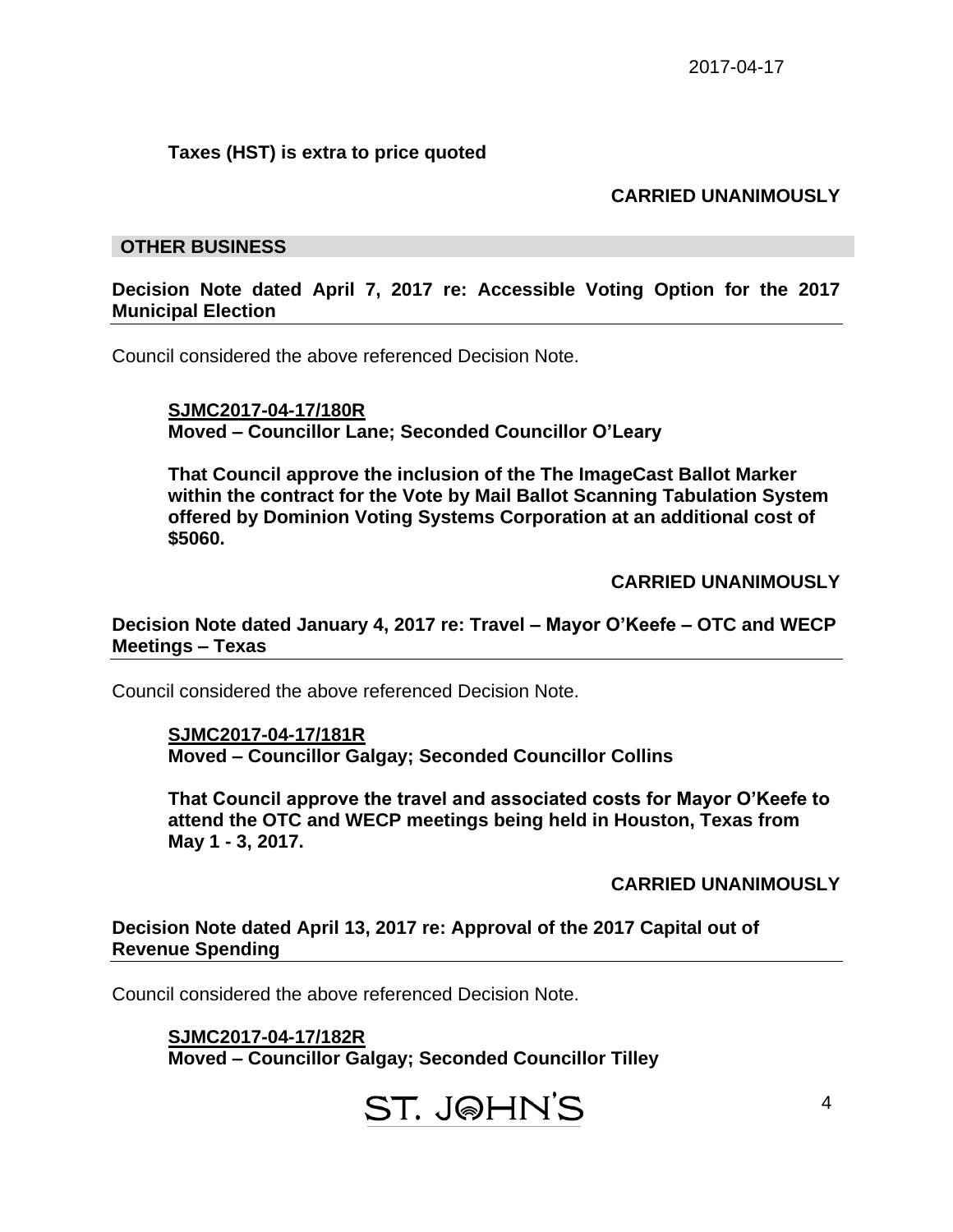**Taxes (HST) is extra to price quoted**

**CARRIED UNANIMOUSLY**

## OTHER BUSINESS

**Decision Note dated April 7, 2017 re: Accessible Voting Option for the 2017 Municipal Election**

Council considered the above referenced Decision Note.

**SJMC2017-04-17/180R**
**Moved – Councillor Lane; Seconded Councillor O'Leary**

**That Council approve the inclusion of the The ImageCast Ballot Marker within the contract for the Vote by Mail Ballot Scanning Tabulation System offered by Dominion Voting Systems Corporation at an additional cost of $5060.**

**CARRIED UNANIMOUSLY**

**Decision Note dated January 4, 2017 re: Travel – Mayor O'Keefe – OTC and WECP Meetings – Texas**

Council considered the above referenced Decision Note.

**SJMC2017-04-17/181R**
**Moved – Councillor Galgay; Seconded Councillor Collins**

**That Council approve the travel and associated costs for Mayor O'Keefe to attend the OTC and WECP meetings being held in Houston, Texas from May 1 - 3, 2017.**

**CARRIED UNANIMOUSLY**

**Decision Note dated April 13, 2017 re: Approval of the 2017 Capital out of Revenue Spending**

Council considered the above referenced Decision Note.

**SJMC2017-04-17/182R**
**Moved – Councillor Galgay; Seconded Councillor Tilley**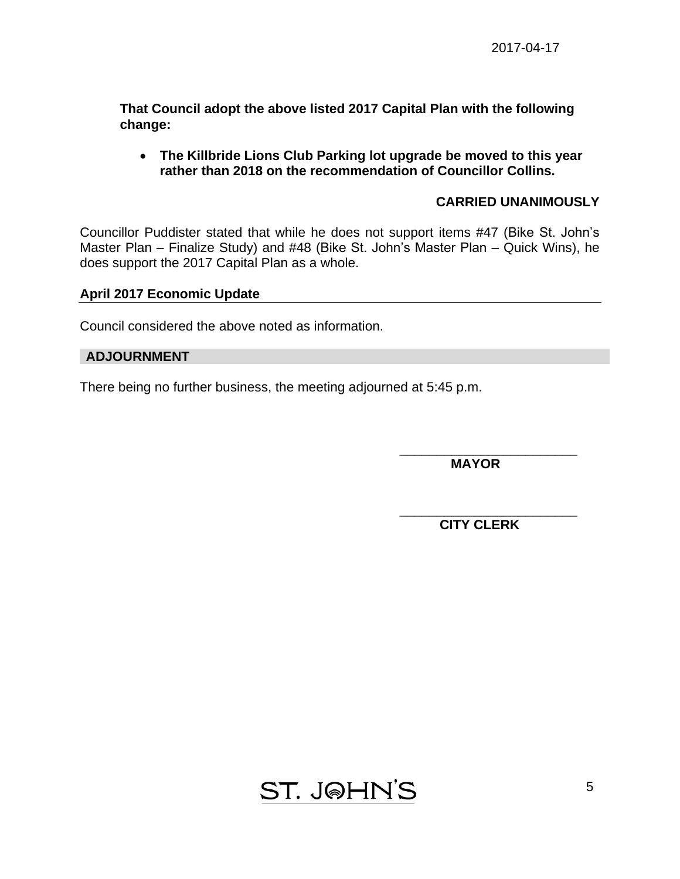**That Council adopt the above listed 2017 Capital Plan with the following change:**

- **The Killbride Lions Club Parking lot upgrade be moved to this year rather than 2018 on the recommendation of Councillor Collins.**

**CARRIED UNANIMOUSLY**

Councillor Puddister stated that while he does not support items #47 (Bike St. John's Master Plan – Finalize Study) and #48 (Bike St. John's Master Plan – Quick Wins), he does support the 2017 Capital Plan as a whole.

**April 2017 Economic Update**

Council considered the above noted as information.

## ADJOURNMENT

There being no further business, the meeting adjourned at 5:45 p.m.

\_\_\_\_\_\_\_\_\_\_\_\_\_\_\_\_\_\_\_\_\_\_\_\_\_\_
**MAYOR**

\_\_\_\_\_\_\_\_\_\_\_\_\_\_\_\_\_\_\_\_\_\_\_\_\_\_
**CITY CLERK**